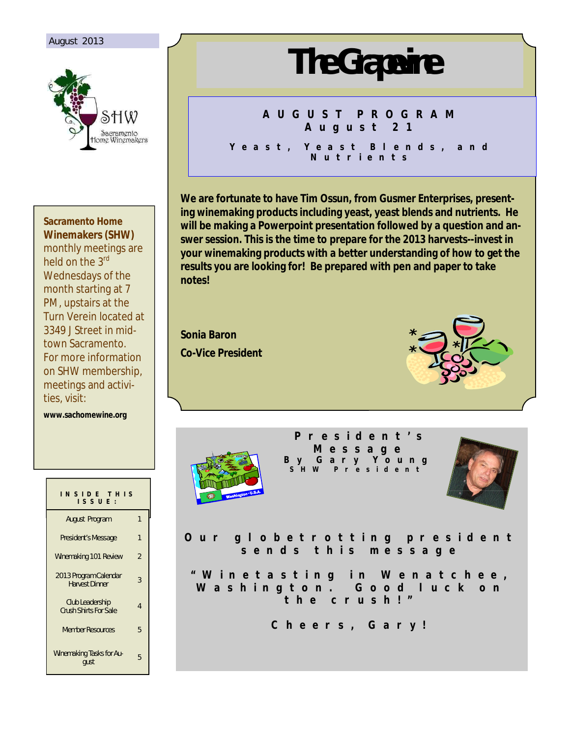August 2013

# The Grapevine

## AUGUST PROGRAM
### August 21

### Yeast, Yeast Blends, and Nutrients

**We are fortunate to have Tim Ossun, from Gusmer Enterprises, presenting winemaking products including yeast, yeast blends and nutrients. He will be making a Powerpoint presentation followed by a question and answer session. This is the time to prepare for the 2013 harvests--invest in your winemaking products with a better understanding of how to get the results you are looking for! Be prepared with pen and paper to take notes!**

**Sonia Baron**

**Co-Vice President**

**Sacramento Home Winemakers (SHW)** monthly meetings are held on the 3rd Wednesdays of the month starting at 7 PM, upstairs at the Turn Verein located at 3349 J Street in mid-town Sacramento. For more information on SHW membership, meetings and activities, visit:

**www.sachomewine.org**

**INSIDE THIS ISSUE:**

| Article | Page |
|---|---|
| August Program | 1 |
| President's Message | 1 |
| Winemaking 101 Review | 2 |
| 2013 Program Calendar Harvest Dinner | 3 |
| Club Leadership Crush Shirts For Sale | 4 |
| Member Resources | 5 |
| Winemaking Tasks for August | 5 |

## President's Message
### By Gary Young
#### SHW President

**Our globetrotting president sends this message**

**"Winetasting in Wenatchee, Washington. Good luck on the crush!"**

**Cheers, Gary!**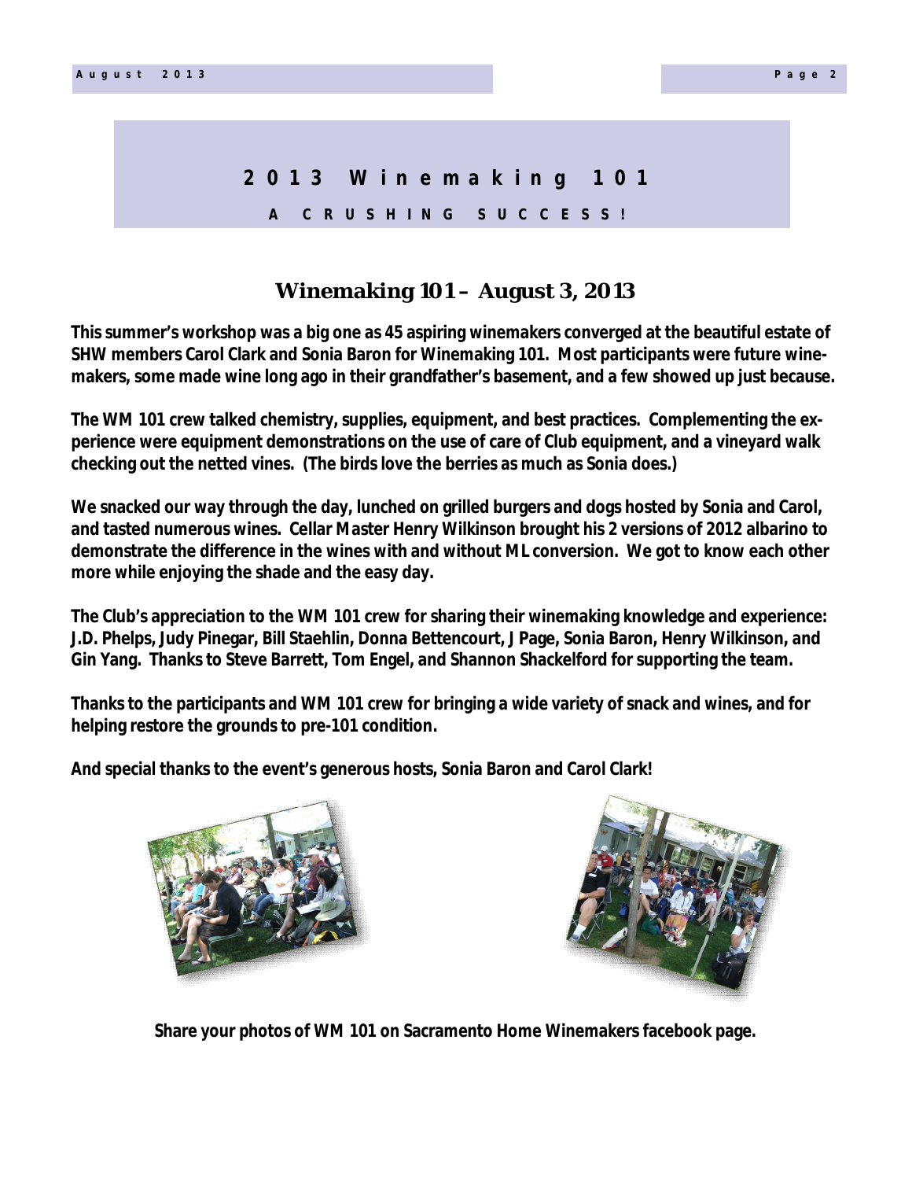# 2013 Winemaking 101

## A CRUSHING SUCCESS!

### Winemaking 101 – August 3, 2013

**This summer's workshop was a big one as 45 aspiring winemakers converged at the beautiful estate of SHW members Carol Clark and Sonia Baron for Winemaking 101. Most participants were future winemakers, some made wine long ago in their grandfather's basement, and a few showed up just because.**

**The WM 101 crew talked chemistry, supplies, equipment, and best practices. Complementing the experience were equipment demonstrations on the use of care of Club equipment, and a vineyard walk checking out the netted vines. (The birds love the berries as much as Sonia does.)**

**We snacked our way through the day, lunched on grilled burgers and dogs hosted by Sonia and Carol, and tasted numerous wines. Cellar Master Henry Wilkinson brought his 2 versions of 2012 albarino to demonstrate the difference in the wines with and without ML conversion. We got to know each other more while enjoying the shade and the easy day.**

**The Club's appreciation to the WM 101 crew for sharing their winemaking knowledge and experience: J.D. Phelps, Judy Pinegar, Bill Staehlin, Donna Bettencourt, J Page, Sonia Baron, Henry Wilkinson, and Gin Yang. Thanks to Steve Barrett, Tom Engel, and Shannon Shackelford for supporting the team.**

**Thanks to the participants and WM 101 crew for bringing a wide variety of snack and wines, and for helping restore the grounds to pre-101 condition.**

**And special thanks to the event's generous hosts, Sonia Baron and Carol Clark!**

**Share your photos of WM 101 on Sacramento Home Winemakers facebook page.**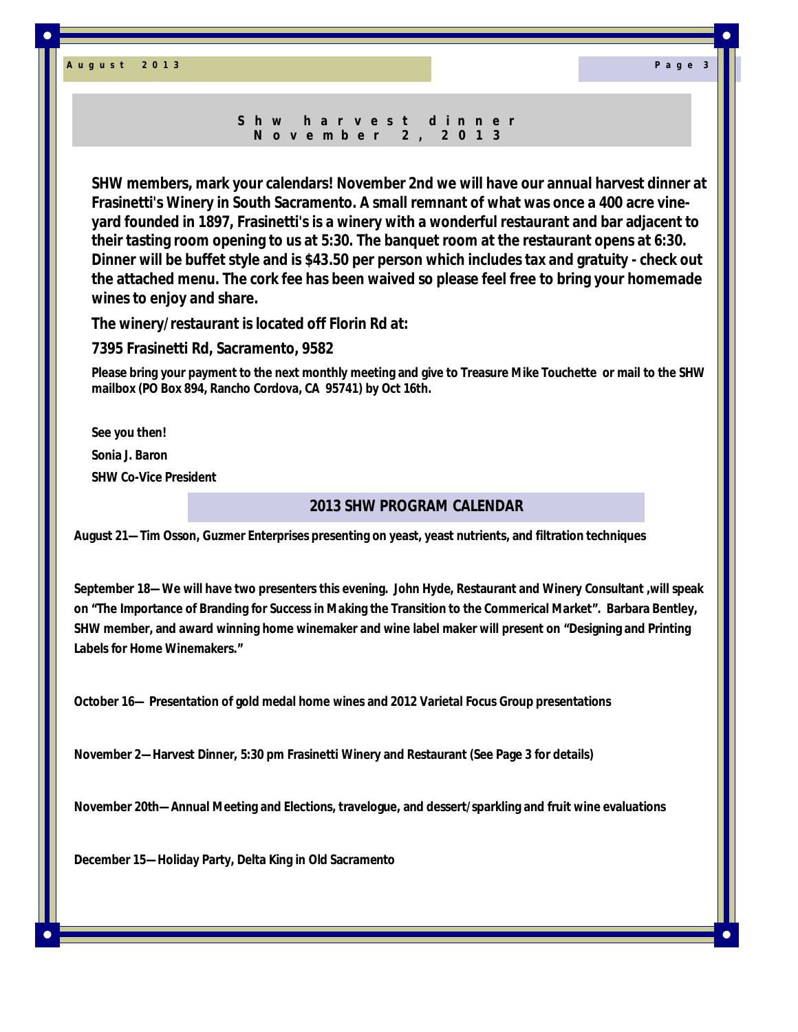## Shw harvest dinner
## November 2, 2013

**SHW members, mark your calendars! November 2nd we will have our annual harvest dinner at Frasinetti's Winery in South Sacramento. A small remnant of what was once a 400 acre vineyard founded in 1897, Frasinetti's is a winery with a wonderful restaurant and bar adjacent to their tasting room opening to us at 5:30. The banquet room at the restaurant opens at 6:30. Dinner will be buffet style and is $43.50 per person which includes tax and gratuity - check out the attached menu. The cork fee has been waived so please feel free to bring your homemade wines to enjoy and share.**

**The winery/restaurant is located off Florin Rd at:**

**7395 Frasinetti Rd, Sacramento, 9582**

**Please bring your payment to the next monthly meeting and give to Treasure Mike Touchette or mail to the SHW mailbox (PO Box 894, Rancho Cordova, CA 95741) by Oct 16th.**

**See you then!**

**Sonia J. Baron**

**SHW Co-Vice President**

## 2013 SHW PROGRAM CALENDAR

**August 21—Tim Osson, Guzmer Enterprises presenting on yeast, yeast nutrients, and filtration techniques**

**September 18—We will have two presenters this evening. John Hyde, Restaurant and Winery Consultant ,will speak on "The Importance of Branding for Success in Making the Transition to the Commerical Market". Barbara Bentley, SHW member, and award winning home winemaker and wine label maker will present on "Designing and Printing Labels for Home Winemakers."**

**October 16— Presentation of gold medal home wines and 2012 Varietal Focus Group presentations**

**November 2—Harvest Dinner, 5:30 pm Frasinetti Winery and Restaurant (See Page 3 for details)**

**November 20th—Annual Meeting and Elections, travelogue, and dessert/sparkling and fruit wine evaluations**

**December 15—Holiday Party, Delta King in Old Sacramento**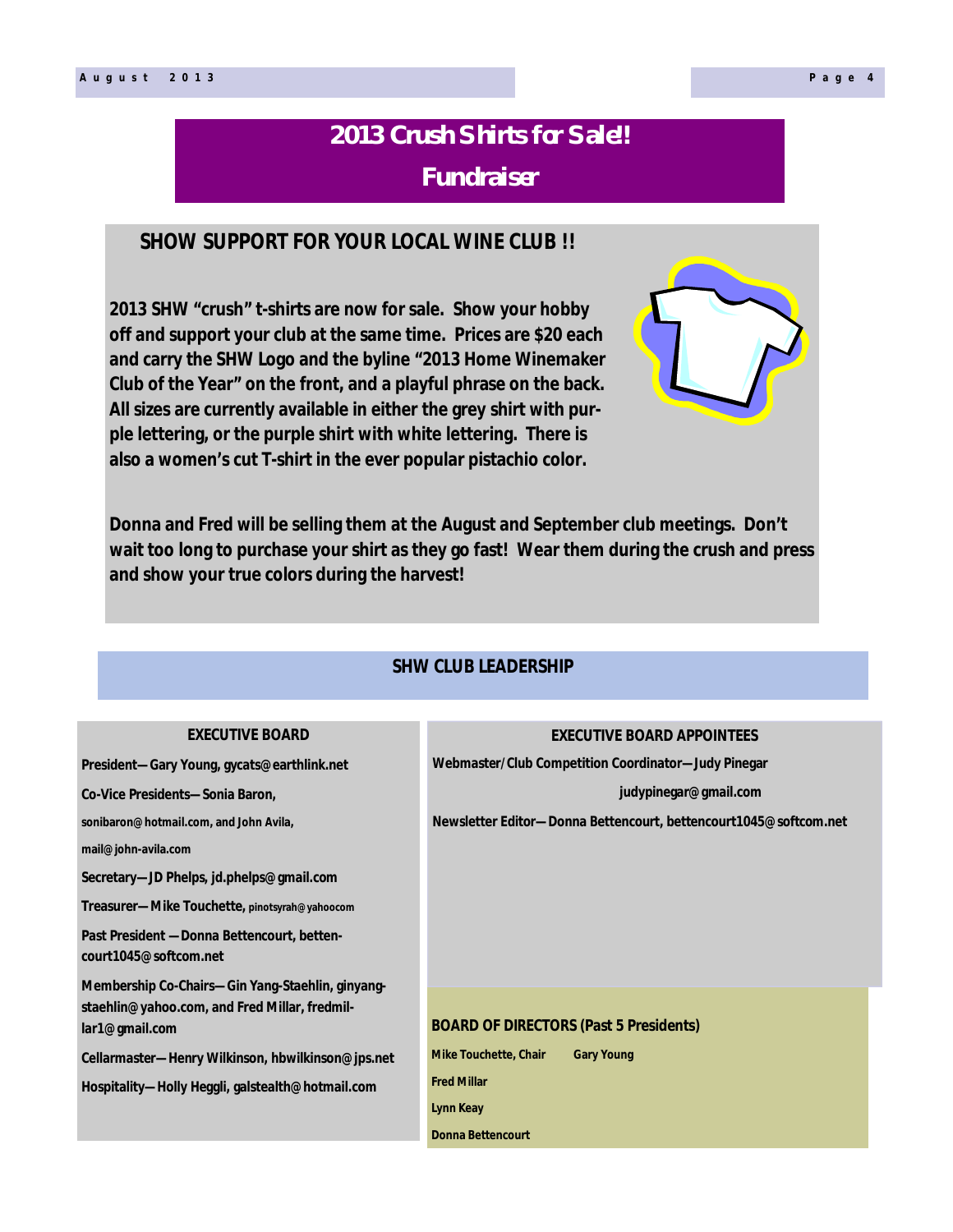# 2013 Crush Shirts for Sale!

## Fundraiser

### SHOW SUPPORT FOR YOUR LOCAL WINE CLUB !!

**2013 SHW “crush” t-shirts are now for sale. Show your hobby off and support your club at the same time. Prices are $20 each and carry the SHW Logo and the byline “2013 Home Winemaker Club of the Year” on the front, and a playful phrase on the back. All sizes are currently available in either the grey shirt with purple lettering, or the purple shirt with white lettering. There is also a women’s cut T-shirt in the ever popular pistachio color.**

**Donna and Fred will be selling them at the August and September club meetings. Don’t wait too long to purchase your shirt as they go fast! Wear them during the crush and press and show your true colors during the harvest!**

## SHW CLUB LEADERSHIP

### EXECUTIVE BOARD

**President—Gary Young, gycats@earthlink.net**

**Co-Vice Presidents—Sonia Baron, sonibaron@hotmail.com, and John Avila, mail@john-avila.com**

**Secretary—JD Phelps, jd.phelps@gmail.com**

**Treasurer—Mike Touchette, pinotsyrah@yahoocom**

**Past President —Donna Bettencourt, bettencourt1045@softcom.net**

**Membership Co-Chairs—Gin Yang-Staehlin, ginyang-staehlin@yahoo.com, and Fred Millar, fredmillar1@gmail.com**

**Cellarmaster—Henry Wilkinson, hbwilkinson@jps.net**

**Hospitality—Holly Heggli, galstealth@hotmail.com**

### EXECUTIVE BOARD APPOINTEES

**Webmaster/Club Competition Coordinator—Judy Pinegar judypinegar@gmail.com**

**Newsletter Editor—Donna Bettencourt, bettencourt1045@softcom.net**

### BOARD OF DIRECTORS (Past 5 Presidents)

**Mike Touchette, Chair**

**Gary Young**

**Fred Millar**

**Lynn Keay**

**Donna Bettencourt**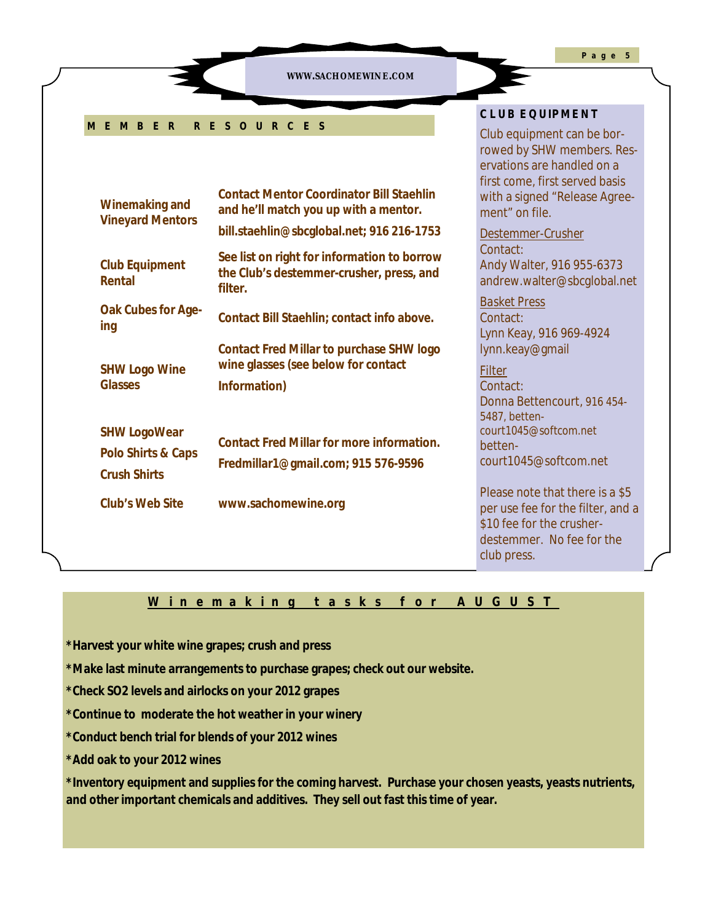## MEMBER RESOURCES

| | |
|---|---|
| **Winemaking and Vineyard Mentors** | **Contact Mentor Coordinator Bill Staehlin and he'll match you up with a mentor.** **bill.staehlin@sbcglobal.net; 916 216-1753** |
| **Club Equipment Rental** | **See list on right for information to borrow the Club's destemmer-crusher, press, and filter.** |
| **Oak Cubes for Ageing** | **Contact Bill Staehlin; contact info above.** |
| **SHW Logo Wine Glasses** | **Contact Fred Millar to purchase SHW logo wine glasses (see below for contact Information)** |
| **SHW LogoWear Polo Shirts & Caps Crush Shirts** | **Contact Fred Millar for more information. Fredmillar1@gmail.com; 915 576-9596** |
| **Club's Web Site** | **www.sachomewine.org** |

## CLUB EQUIPMENT

Club equipment can be borrowed by SHW members. Reservations are handled on a first come, first served basis with a signed "Release Agreement" on file.

Destemmer-Crusher
Contact:
Andy Walter, 916 955-6373
andrew.walter@sbcglobal.net

Basket Press
Contact:
Lynn Keay, 916 969-4924
lynn.keay@gmail

Filter
Contact:
Donna Bettencourt, 916 454-5487, bettencourt1045@softcom.net
bettencourt1045@softcom.net

Please note that there is a $5 per use fee for the filter, and a $10 fee for the crusher-destemmer. No fee for the club press.

## Winemaking tasks for AUGUST

**\*Harvest your white wine grapes; crush and press**

**\*Make last minute arrangements to purchase grapes; check out our website.**

**\*Check SO2 levels and airlocks on your 2012 grapes**

**\*Continue to moderate the hot weather in your winery**

**\*Conduct bench trial for blends of your 2012 wines**

**\*Add oak to your 2012 wines**

**\*Inventory equipment and supplies for the coming harvest. Purchase your chosen yeasts, yeasts nutrients, and other important chemicals and additives. They sell out fast this time of year.**